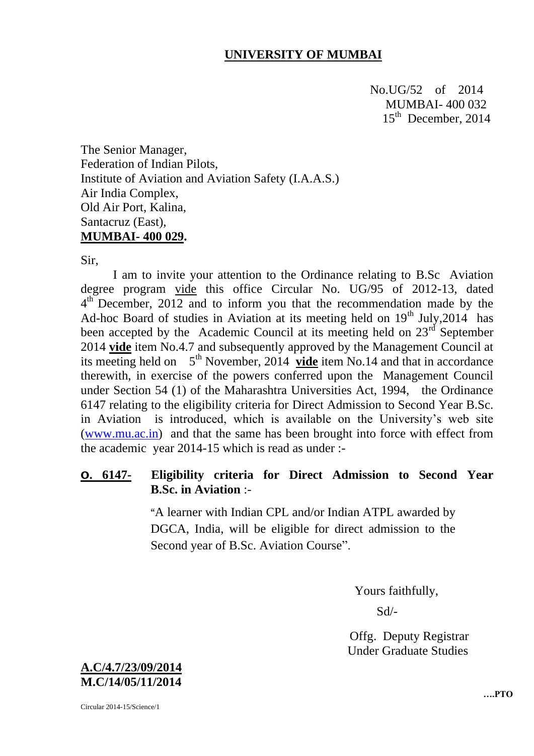# UNIVERSITY OF MUMBAI

No.UG/52 of 2014
MUMBAI- 400 032
15th December, 2014

The Senior Manager,
Federation of Indian Pilots,
Institute of Aviation and Aviation Safety (I.A.A.S.)
Air India Complex,
Old Air Port, Kalina,
Santacruz (East),
**MUMBAI- 400 029.**

Sir,

I am to invite your attention to the Ordinance relating to B.Sc Aviation degree program vide this office Circular No. UG/95 of 2012-13, dated 4th December, 2012 and to inform you that the recommendation made by the Ad-hoc Board of studies in Aviation at its meeting held on 19th July,2014 has been accepted by the Academic Council at its meeting held on 23rd September 2014 **vide** item No.4.7 and subsequently approved by the Management Council at its meeting held on 5th November, 2014 **vide** item No.14 and that in accordance therewith, in exercise of the powers conferred upon the Management Council under Section 54 (1) of the Maharashtra Universities Act, 1994, the Ordinance 6147 relating to the eligibility criteria for Direct Admission to Second Year B.Sc. in Aviation is introduced, which is available on the University's web site (www.mu.ac.in) and that the same has been brought into force with effect from the academic year 2014-15 which is read as under :-

**O. 6147- Eligibility criteria for Direct Admission to Second Year B.Sc. in Aviation** :-

"A learner with Indian CPL and/or Indian ATPL awarded by DGCA, India, will be eligible for direct admission to the Second year of B.Sc. Aviation Course".

Yours faithfully,

Sd/-

Offg. Deputy Registrar
Under Graduate Studies

**A.C/4.7/23/09/2014**
**M.C/14/05/11/2014**

….PTO

Circular 2014-15/Science/1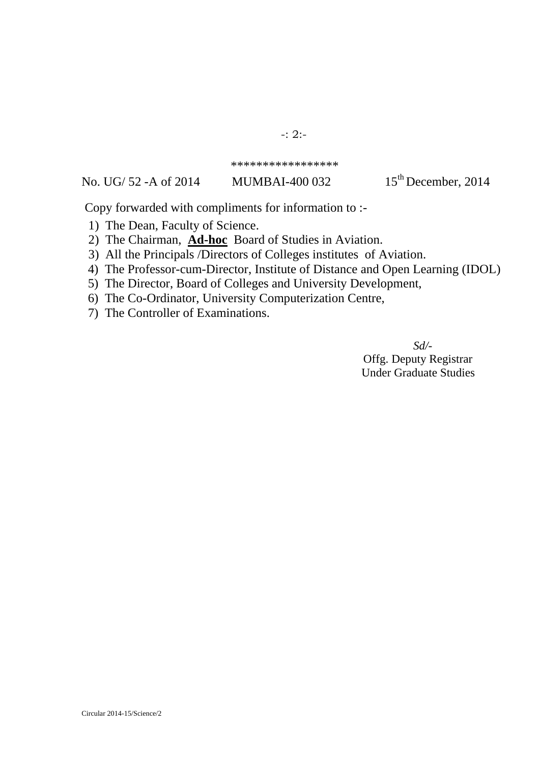*****************

No. UG/ 52 -A of 2014          MUMBAI-400 032          15th December, 2014

Copy forwarded with compliments for information to :-

1) The Dean, Faculty of Science.
2) The Chairman, **Ad-hoc** Board of Studies in Aviation.
3) All the Principals /Directors of Colleges institutes of Aviation.
4) The Professor-cum-Director, Institute of Distance and Open Learning (IDOL)
5) The Director, Board of Colleges and University Development,
6) The Co-Ordinator, University Computerization Centre,
7) The Controller of Examinations.

*Sd/-*
Offg. Deputy Registrar
Under Graduate Studies

Circular 2014-15/Science/2